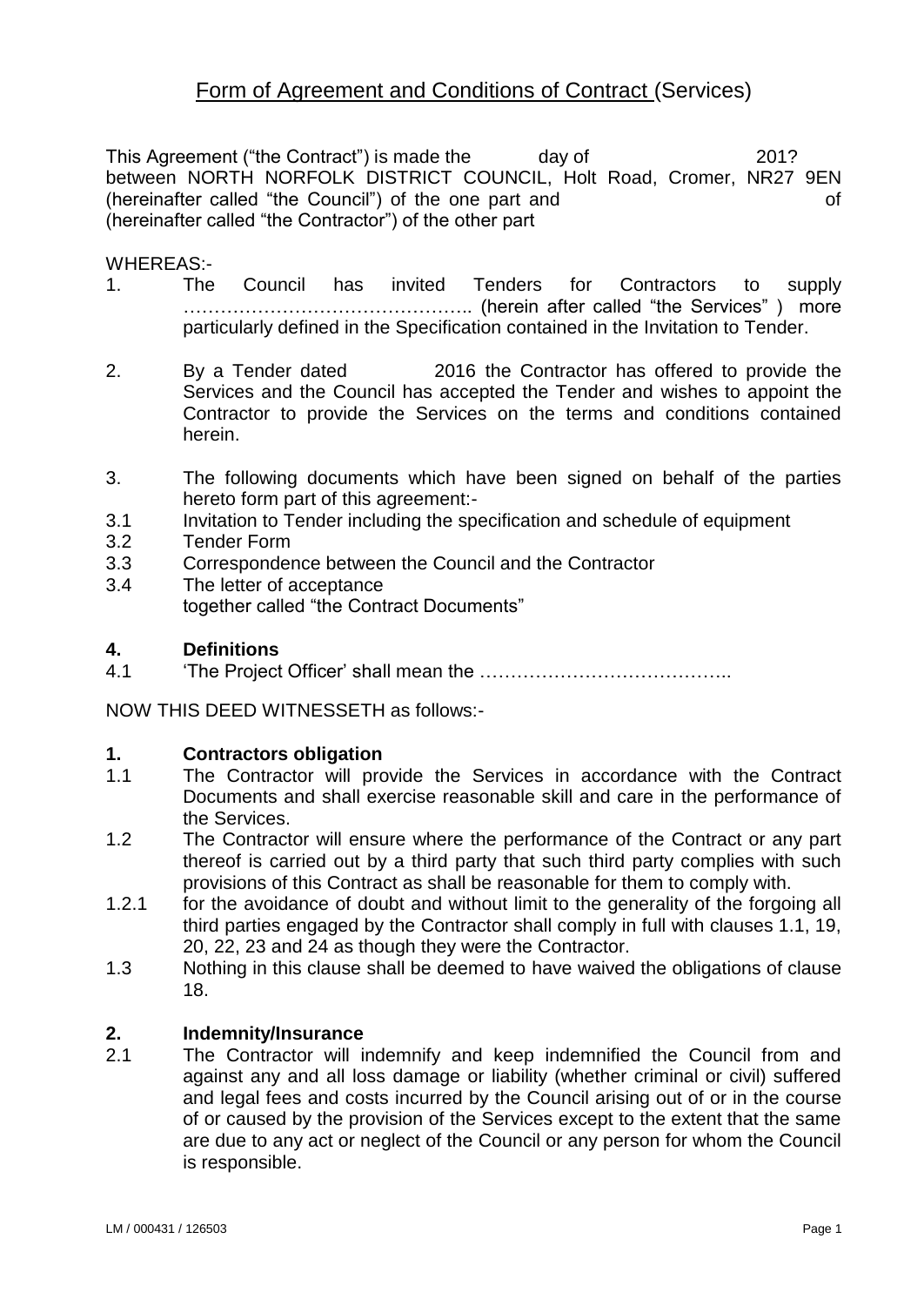# Form of Agreement and Conditions of Contract (Services)

This Agreement ("the Contract") is made the day of 201? between NORTH NORFOLK DISTRICT COUNCIL, Holt Road, Cromer, NR27 9EN (hereinafter called "the Council") of the one part and of (hereinafter called "the Contractor") of the other part

WHEREAS:-

1. The Council has invited Tenders for Contractors to supply ……………………………………….. (herein after called "the Services" ) more particularly defined in the Specification contained in the Invitation to Tender.

2. By a Tender dated 2016 the Contractor has offered to provide the Services and the Council has accepted the Tender and wishes to appoint the Contractor to provide the Services on the terms and conditions contained herein.

3. The following documents which have been signed on behalf of the parties hereto form part of this agreement:-

3.1 Invitation to Tender including the specification and schedule of equipment
3.2 Tender Form
3.3 Correspondence between the Council and the Contractor
3.4 The letter of acceptance
together called "the Contract Documents"

**4. Definitions**

4.1 'The Project Officer' shall mean the …………………………………..

NOW THIS DEED WITNESSETH as follows:-

**1. Contractors obligation**

1.1 The Contractor will provide the Services in accordance with the Contract Documents and shall exercise reasonable skill and care in the performance of the Services.

1.2 The Contractor will ensure where the performance of the Contract or any part thereof is carried out by a third party that such third party complies with such provisions of this Contract as shall be reasonable for them to comply with.

1.2.1 for the avoidance of doubt and without limit to the generality of the forgoing all third parties engaged by the Contractor shall comply in full with clauses 1.1, 19, 20, 22, 23 and 24 as though they were the Contractor.

1.3 Nothing in this clause shall be deemed to have waived the obligations of clause 18.

**2. Indemnity/Insurance**

2.1 The Contractor will indemnify and keep indemnified the Council from and against any and all loss damage or liability (whether criminal or civil) suffered and legal fees and costs incurred by the Council arising out of or in the course of or caused by the provision of the Services except to the extent that the same are due to any act or neglect of the Council or any person for whom the Council is responsible.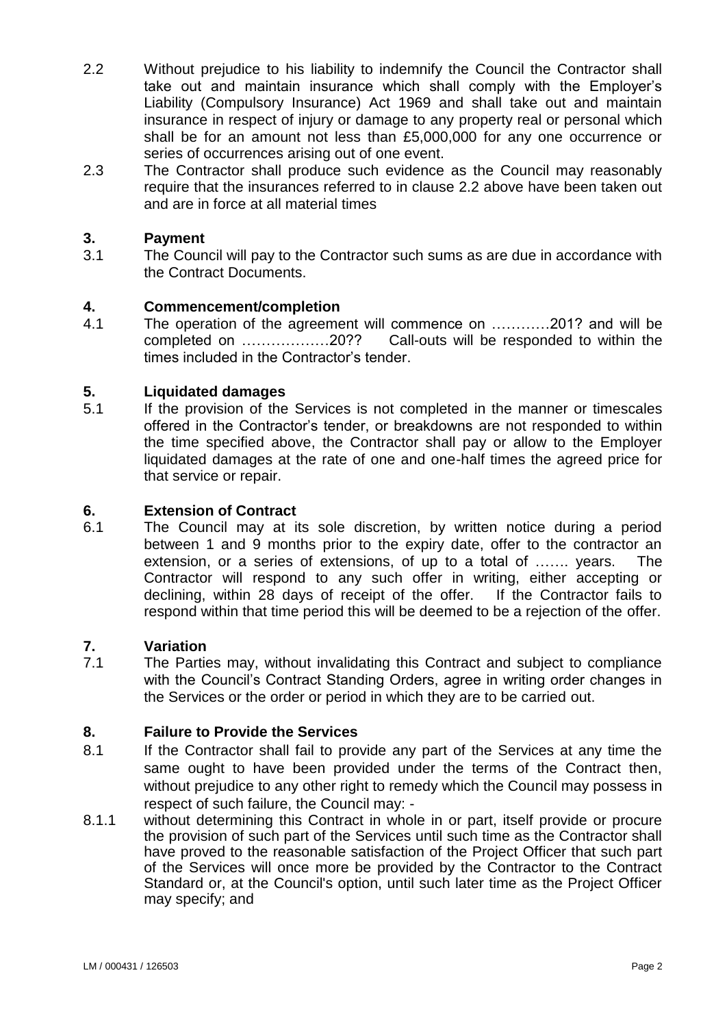2.2 Without prejudice to his liability to indemnify the Council the Contractor shall take out and maintain insurance which shall comply with the Employer's Liability (Compulsory Insurance) Act 1969 and shall take out and maintain insurance in respect of injury or damage to any property real or personal which shall be for an amount not less than £5,000,000 for any one occurrence or series of occurrences arising out of one event.

2.3 The Contractor shall produce such evidence as the Council may reasonably require that the insurances referred to in clause 2.2 above have been taken out and are in force at all material times

## 3. Payment

3.1 The Council will pay to the Contractor such sums as are due in accordance with the Contract Documents.

## 4. Commencement/completion

4.1 The operation of the agreement will commence on …………201? and will be completed on ………………20?? Call-outs will be responded to within the times included in the Contractor's tender.

## 5. Liquidated damages

5.1 If the provision of the Services is not completed in the manner or timescales offered in the Contractor's tender, or breakdowns are not responded to within the time specified above, the Contractor shall pay or allow to the Employer liquidated damages at the rate of one and one-half times the agreed price for that service or repair.

## 6. Extension of Contract

6.1 The Council may at its sole discretion, by written notice during a period between 1 and 9 months prior to the expiry date, offer to the contractor an extension, or a series of extensions, of up to a total of ……. years. The Contractor will respond to any such offer in writing, either accepting or declining, within 28 days of receipt of the offer. If the Contractor fails to respond within that time period this will be deemed to be a rejection of the offer.

## 7. Variation

7.1 The Parties may, without invalidating this Contract and subject to compliance with the Council's Contract Standing Orders, agree in writing order changes in the Services or the order or period in which they are to be carried out.

## 8. Failure to Provide the Services

8.1 If the Contractor shall fail to provide any part of the Services at any time the same ought to have been provided under the terms of the Contract then, without prejudice to any other right to remedy which the Council may possess in respect of such failure, the Council may: -

8.1.1 without determining this Contract in whole in or part, itself provide or procure the provision of such part of the Services until such time as the Contractor shall have proved to the reasonable satisfaction of the Project Officer that such part of the Services will once more be provided by the Contractor to the Contract Standard or, at the Council's option, until such later time as the Project Officer may specify; and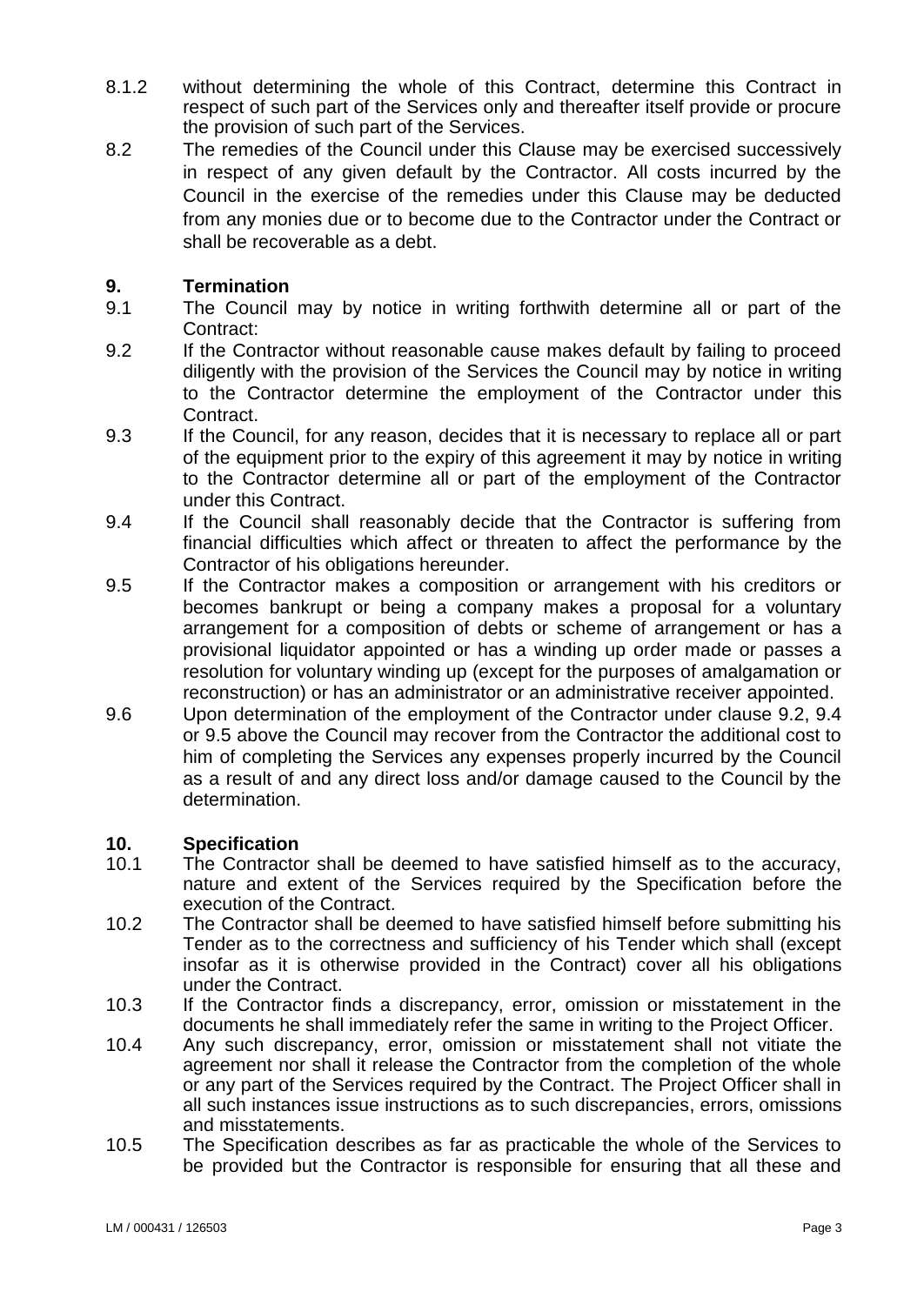8.1.2 without determining the whole of this Contract, determine this Contract in respect of such part of the Services only and thereafter itself provide or procure the provision of such part of the Services.

8.2 The remedies of the Council under this Clause may be exercised successively in respect of any given default by the Contractor. All costs incurred by the Council in the exercise of the remedies under this Clause may be deducted from any monies due or to become due to the Contractor under the Contract or shall be recoverable as a debt.

## 9. Termination

9.1 The Council may by notice in writing forthwith determine all or part of the Contract:

9.2 If the Contractor without reasonable cause makes default by failing to proceed diligently with the provision of the Services the Council may by notice in writing to the Contractor determine the employment of the Contractor under this Contract.

9.3 If the Council, for any reason, decides that it is necessary to replace all or part of the equipment prior to the expiry of this agreement it may by notice in writing to the Contractor determine all or part of the employment of the Contractor under this Contract.

9.4 If the Council shall reasonably decide that the Contractor is suffering from financial difficulties which affect or threaten to affect the performance by the Contractor of his obligations hereunder.

9.5 If the Contractor makes a composition or arrangement with his creditors or becomes bankrupt or being a company makes a proposal for a voluntary arrangement for a composition of debts or scheme of arrangement or has a provisional liquidator appointed or has a winding up order made or passes a resolution for voluntary winding up (except for the purposes of amalgamation or reconstruction) or has an administrator or an administrative receiver appointed.

9.6 Upon determination of the employment of the Contractor under clause 9.2, 9.4 or 9.5 above the Council may recover from the Contractor the additional cost to him of completing the Services any expenses properly incurred by the Council as a result of and any direct loss and/or damage caused to the Council by the determination.

## 10. Specification

10.1 The Contractor shall be deemed to have satisfied himself as to the accuracy, nature and extent of the Services required by the Specification before the execution of the Contract.

10.2 The Contractor shall be deemed to have satisfied himself before submitting his Tender as to the correctness and sufficiency of his Tender which shall (except insofar as it is otherwise provided in the Contract) cover all his obligations under the Contract.

10.3 If the Contractor finds a discrepancy, error, omission or misstatement in the documents he shall immediately refer the same in writing to the Project Officer.

10.4 Any such discrepancy, error, omission or misstatement shall not vitiate the agreement nor shall it release the Contractor from the completion of the whole or any part of the Services required by the Contract. The Project Officer shall in all such instances issue instructions as to such discrepancies, errors, omissions and misstatements.

10.5 The Specification describes as far as practicable the whole of the Services to be provided but the Contractor is responsible for ensuring that all these and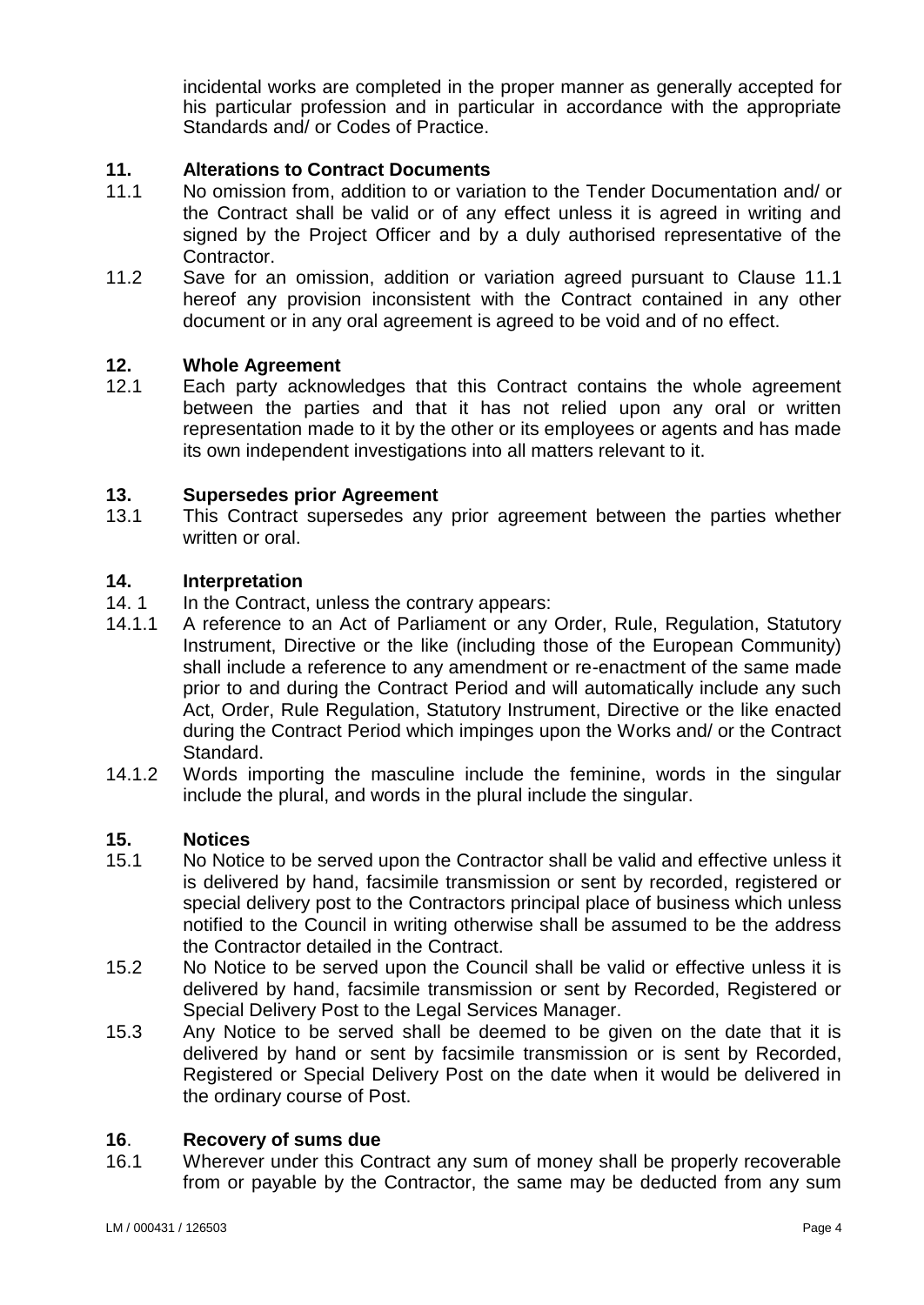incidental works are completed in the proper manner as generally accepted for his particular profession and in particular in accordance with the appropriate Standards and/ or Codes of Practice.

## 11. Alterations to Contract Documents

11.1 No omission from, addition to or variation to the Tender Documentation and/ or the Contract shall be valid or of any effect unless it is agreed in writing and signed by the Project Officer and by a duly authorised representative of the Contractor.

11.2 Save for an omission, addition or variation agreed pursuant to Clause 11.1 hereof any provision inconsistent with the Contract contained in any other document or in any oral agreement is agreed to be void and of no effect.

## 12. Whole Agreement

12.1 Each party acknowledges that this Contract contains the whole agreement between the parties and that it has not relied upon any oral or written representation made to it by the other or its employees or agents and has made its own independent investigations into all matters relevant to it.

## 13. Supersedes prior Agreement

13.1 This Contract supersedes any prior agreement between the parties whether written or oral.

## 14. Interpretation

14. 1 In the Contract, unless the contrary appears:

14.1.1 A reference to an Act of Parliament or any Order, Rule, Regulation, Statutory Instrument, Directive or the like (including those of the European Community) shall include a reference to any amendment or re-enactment of the same made prior to and during the Contract Period and will automatically include any such Act, Order, Rule Regulation, Statutory Instrument, Directive or the like enacted during the Contract Period which impinges upon the Works and/ or the Contract Standard.

14.1.2 Words importing the masculine include the feminine, words in the singular include the plural, and words in the plural include the singular.

## 15. Notices

15.1 No Notice to be served upon the Contractor shall be valid and effective unless it is delivered by hand, facsimile transmission or sent by recorded, registered or special delivery post to the Contractors principal place of business which unless notified to the Council in writing otherwise shall be assumed to be the address the Contractor detailed in the Contract.

15.2 No Notice to be served upon the Council shall be valid or effective unless it is delivered by hand, facsimile transmission or sent by Recorded, Registered or Special Delivery Post to the Legal Services Manager.

15.3 Any Notice to be served shall be deemed to be given on the date that it is delivered by hand or sent by facsimile transmission or is sent by Recorded, Registered or Special Delivery Post on the date when it would be delivered in the ordinary course of Post.

## 16. Recovery of sums due

16.1 Wherever under this Contract any sum of money shall be properly recoverable from or payable by the Contractor, the same may be deducted from any sum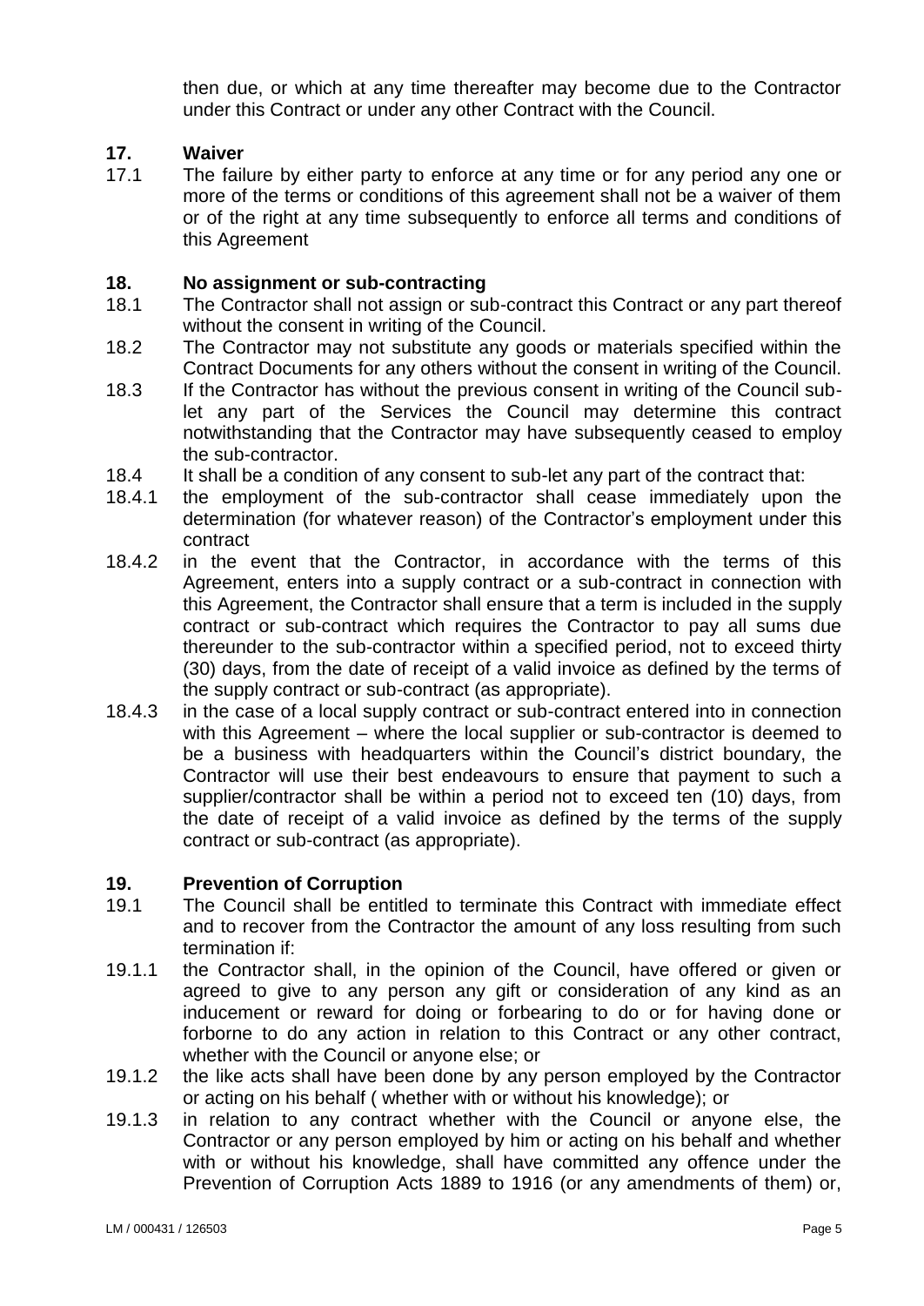then due, or which at any time thereafter may become due to the Contractor under this Contract or under any other Contract with the Council.

## 17. Waiver

17.1 The failure by either party to enforce at any time or for any period any one or more of the terms or conditions of this agreement shall not be a waiver of them or of the right at any time subsequently to enforce all terms and conditions of this Agreement

## 18. No assignment or sub-contracting

18.1 The Contractor shall not assign or sub-contract this Contract or any part thereof without the consent in writing of the Council.

18.2 The Contractor may not substitute any goods or materials specified within the Contract Documents for any others without the consent in writing of the Council.

18.3 If the Contractor has without the previous consent in writing of the Council sub-let any part of the Services the Council may determine this contract notwithstanding that the Contractor may have subsequently ceased to employ the sub-contractor.

18.4 It shall be a condition of any consent to sub-let any part of the contract that:

18.4.1 the employment of the sub-contractor shall cease immediately upon the determination (for whatever reason) of the Contractor's employment under this contract

18.4.2 in the event that the Contractor, in accordance with the terms of this Agreement, enters into a supply contract or a sub-contract in connection with this Agreement, the Contractor shall ensure that a term is included in the supply contract or sub-contract which requires the Contractor to pay all sums due thereunder to the sub-contractor within a specified period, not to exceed thirty (30) days, from the date of receipt of a valid invoice as defined by the terms of the supply contract or sub-contract (as appropriate).

18.4.3 in the case of a local supply contract or sub-contract entered into in connection with this Agreement – where the local supplier or sub-contractor is deemed to be a business with headquarters within the Council's district boundary, the Contractor will use their best endeavours to ensure that payment to such a supplier/contractor shall be within a period not to exceed ten (10) days, from the date of receipt of a valid invoice as defined by the terms of the supply contract or sub-contract (as appropriate).

## 19. Prevention of Corruption

19.1 The Council shall be entitled to terminate this Contract with immediate effect and to recover from the Contractor the amount of any loss resulting from such termination if:

19.1.1 the Contractor shall, in the opinion of the Council, have offered or given or agreed to give to any person any gift or consideration of any kind as an inducement or reward for doing or forbearing to do or for having done or forborne to do any action in relation to this Contract or any other contract, whether with the Council or anyone else; or

19.1.2 the like acts shall have been done by any person employed by the Contractor or acting on his behalf ( whether with or without his knowledge); or

19.1.3 in relation to any contract whether with the Council or anyone else, the Contractor or any person employed by him or acting on his behalf and whether with or without his knowledge, shall have committed any offence under the Prevention of Corruption Acts 1889 to 1916 (or any amendments of them) or,

LM / 000431 / 126503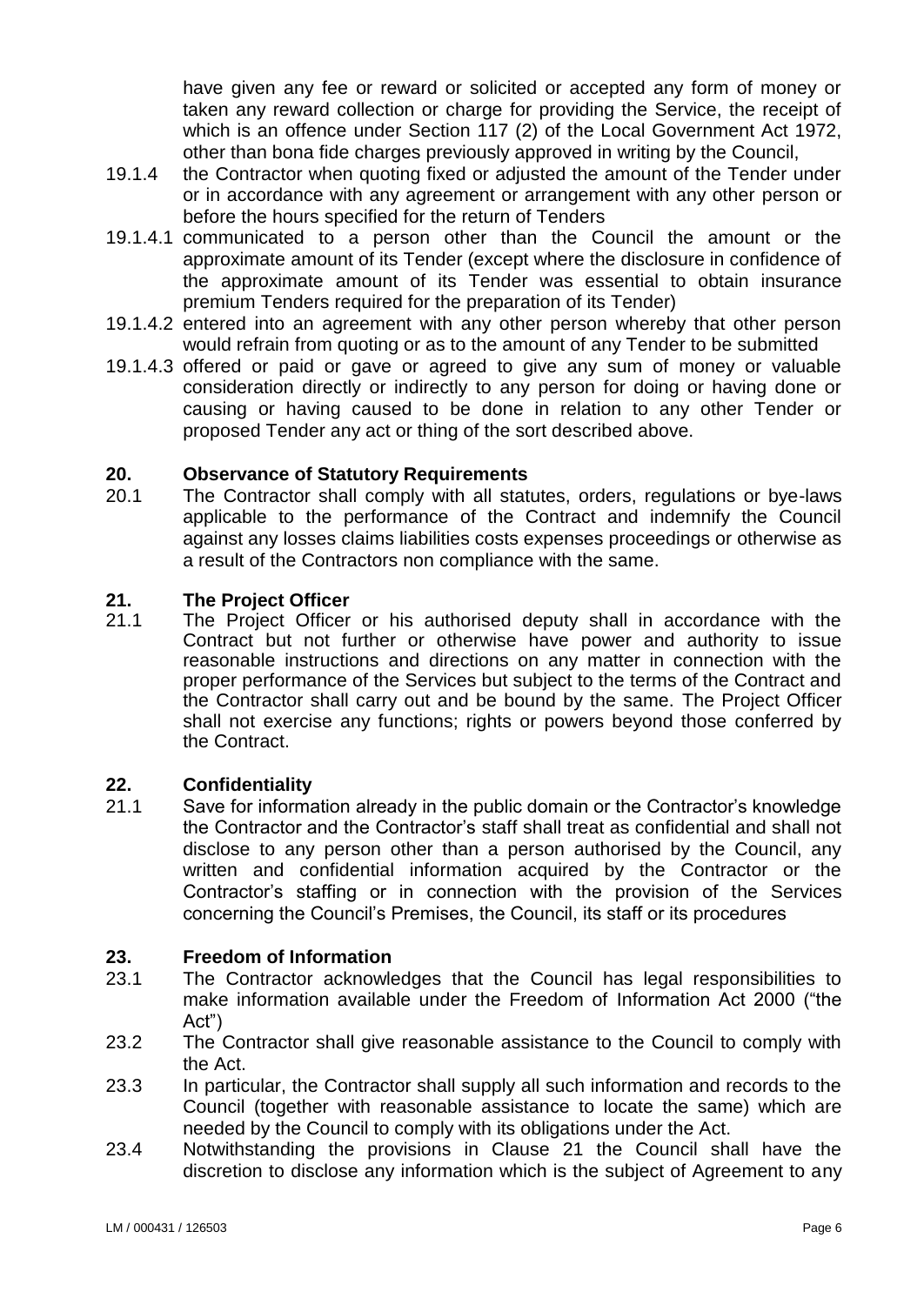have given any fee or reward or solicited or accepted any form of money or taken any reward collection or charge for providing the Service, the receipt of which is an offence under Section 117 (2) of the Local Government Act 1972, other than bona fide charges previously approved in writing by the Council,

19.1.4 the Contractor when quoting fixed or adjusted the amount of the Tender under or in accordance with any agreement or arrangement with any other person or before the hours specified for the return of Tenders

19.1.4.1 communicated to a person other than the Council the amount or the approximate amount of its Tender (except where the disclosure in confidence of the approximate amount of its Tender was essential to obtain insurance premium Tenders required for the preparation of its Tender)

19.1.4.2 entered into an agreement with any other person whereby that other person would refrain from quoting or as to the amount of any Tender to be submitted

19.1.4.3 offered or paid or gave or agreed to give any sum of money or valuable consideration directly or indirectly to any person for doing or having done or causing or having caused to be done in relation to any other Tender or proposed Tender any act or thing of the sort described above.

## 20. Observance of Statutory Requirements

20.1 The Contractor shall comply with all statutes, orders, regulations or bye-laws applicable to the performance of the Contract and indemnify the Council against any losses claims liabilities costs expenses proceedings or otherwise as a result of the Contractors non compliance with the same.

## 21. The Project Officer

21.1 The Project Officer or his authorised deputy shall in accordance with the Contract but not further or otherwise have power and authority to issue reasonable instructions and directions on any matter in connection with the proper performance of the Services but subject to the terms of the Contract and the Contractor shall carry out and be bound by the same. The Project Officer shall not exercise any functions; rights or powers beyond those conferred by the Contract.

## 22. Confidentiality

21.1 Save for information already in the public domain or the Contractor's knowledge the Contractor and the Contractor's staff shall treat as confidential and shall not disclose to any person other than a person authorised by the Council, any written and confidential information acquired by the Contractor or the Contractor's staffing or in connection with the provision of the Services concerning the Council's Premises, the Council, its staff or its procedures

## 23. Freedom of Information

23.1 The Contractor acknowledges that the Council has legal responsibilities to make information available under the Freedom of Information Act 2000 ("the Act")

23.2 The Contractor shall give reasonable assistance to the Council to comply with the Act.

23.3 In particular, the Contractor shall supply all such information and records to the Council (together with reasonable assistance to locate the same) which are needed by the Council to comply with its obligations under the Act.

23.4 Notwithstanding the provisions in Clause 21 the Council shall have the discretion to disclose any information which is the subject of Agreement to any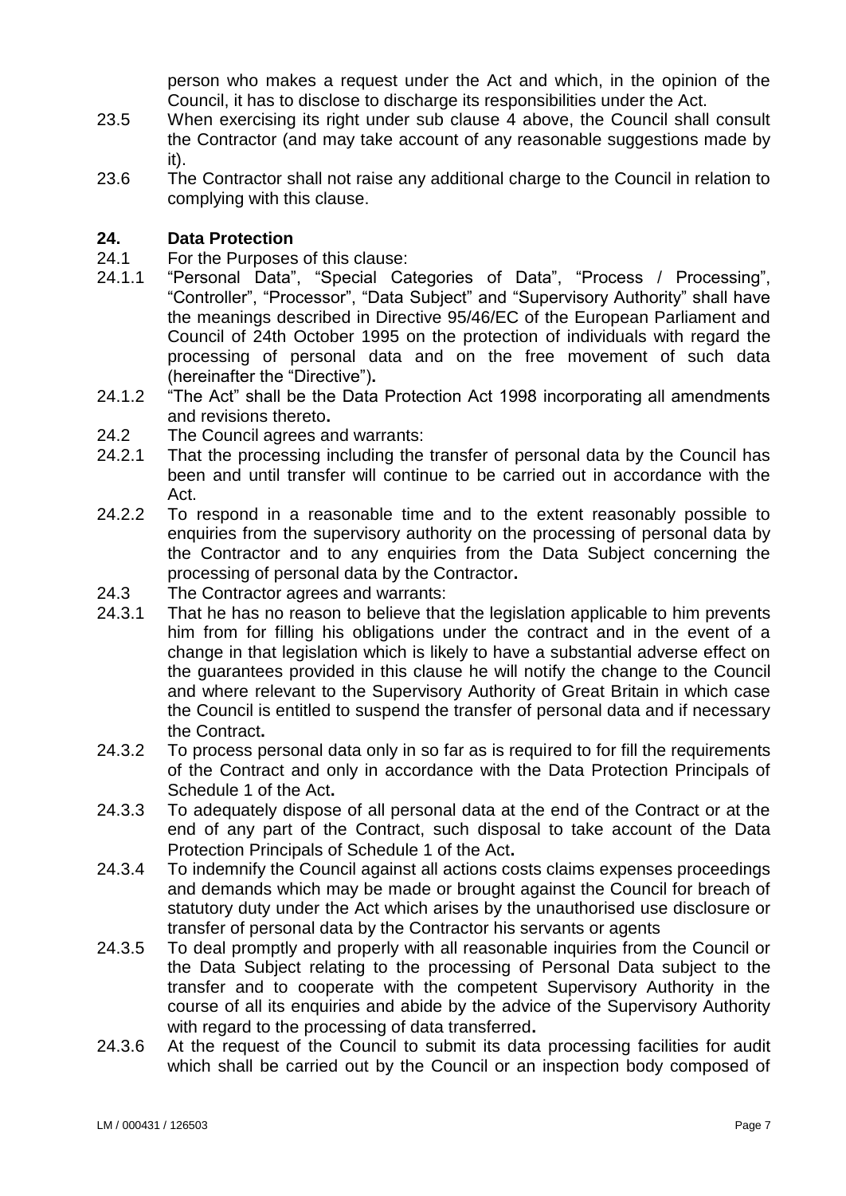person who makes a request under the Act and which, in the opinion of the Council, it has to disclose to discharge its responsibilities under the Act.

23.5 When exercising its right under sub clause 4 above, the Council shall consult the Contractor (and may take account of any reasonable suggestions made by it).

23.6 The Contractor shall not raise any additional charge to the Council in relation to complying with this clause.

## 24. Data Protection

24.1 For the Purposes of this clause:

24.1.1 "Personal Data", "Special Categories of Data", "Process / Processing", "Controller", "Processor", "Data Subject" and "Supervisory Authority" shall have the meanings described in Directive 95/46/EC of the European Parliament and Council of 24th October 1995 on the protection of individuals with regard the processing of personal data and on the free movement of such data (hereinafter the "Directive")**.**

24.1.2 "The Act" shall be the Data Protection Act 1998 incorporating all amendments and revisions thereto**.**

24.2 The Council agrees and warrants:

24.2.1 That the processing including the transfer of personal data by the Council has been and until transfer will continue to be carried out in accordance with the Act.

24.2.2 To respond in a reasonable time and to the extent reasonably possible to enquiries from the supervisory authority on the processing of personal data by the Contractor and to any enquiries from the Data Subject concerning the processing of personal data by the Contractor**.**

24.3 The Contractor agrees and warrants:

24.3.1 That he has no reason to believe that the legislation applicable to him prevents him from for filling his obligations under the contract and in the event of a change in that legislation which is likely to have a substantial adverse effect on the guarantees provided in this clause he will notify the change to the Council and where relevant to the Supervisory Authority of Great Britain in which case the Council is entitled to suspend the transfer of personal data and if necessary the Contract**.**

24.3.2 To process personal data only in so far as is required to for fill the requirements of the Contract and only in accordance with the Data Protection Principals of Schedule 1 of the Act**.**

24.3.3 To adequately dispose of all personal data at the end of the Contract or at the end of any part of the Contract, such disposal to take account of the Data Protection Principals of Schedule 1 of the Act**.**

24.3.4 To indemnify the Council against all actions costs claims expenses proceedings and demands which may be made or brought against the Council for breach of statutory duty under the Act which arises by the unauthorised use disclosure or transfer of personal data by the Contractor his servants or agents

24.3.5 To deal promptly and properly with all reasonable inquiries from the Council or the Data Subject relating to the processing of Personal Data subject to the transfer and to cooperate with the competent Supervisory Authority in the course of all its enquiries and abide by the advice of the Supervisory Authority with regard to the processing of data transferred**.**

24.3.6 At the request of the Council to submit its data processing facilities for audit which shall be carried out by the Council or an inspection body composed of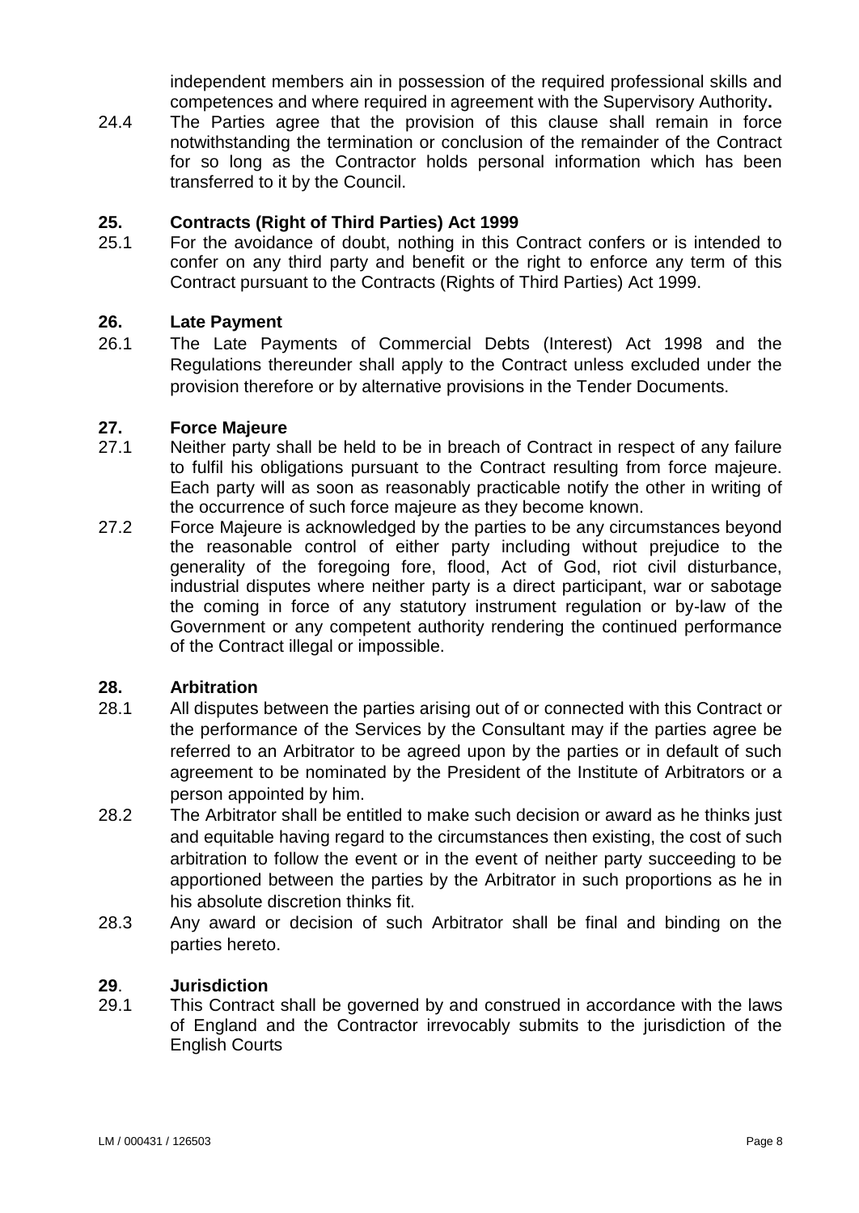independent members ain in possession of the required professional skills and competences and where required in agreement with the Supervisory Authority**.**

24.4 The Parties agree that the provision of this clause shall remain in force notwithstanding the termination or conclusion of the remainder of the Contract for so long as the Contractor holds personal information which has been transferred to it by the Council.

## 25. Contracts (Right of Third Parties) Act 1999

25.1 For the avoidance of doubt, nothing in this Contract confers or is intended to confer on any third party and benefit or the right to enforce any term of this Contract pursuant to the Contracts (Rights of Third Parties) Act 1999.

## 26. Late Payment

26.1 The Late Payments of Commercial Debts (Interest) Act 1998 and the Regulations thereunder shall apply to the Contract unless excluded under the provision therefore or by alternative provisions in the Tender Documents.

## 27. Force Majeure

27.1 Neither party shall be held to be in breach of Contract in respect of any failure to fulfil his obligations pursuant to the Contract resulting from force majeure. Each party will as soon as reasonably practicable notify the other in writing of the occurrence of such force majeure as they become known.

27.2 Force Majeure is acknowledged by the parties to be any circumstances beyond the reasonable control of either party including without prejudice to the generality of the foregoing fore, flood, Act of God, riot civil disturbance, industrial disputes where neither party is a direct participant, war or sabotage the coming in force of any statutory instrument regulation or by-law of the Government or any competent authority rendering the continued performance of the Contract illegal or impossible.

## 28. Arbitration

28.1 All disputes between the parties arising out of or connected with this Contract or the performance of the Services by the Consultant may if the parties agree be referred to an Arbitrator to be agreed upon by the parties or in default of such agreement to be nominated by the President of the Institute of Arbitrators or a person appointed by him.

28.2 The Arbitrator shall be entitled to make such decision or award as he thinks just and equitable having regard to the circumstances then existing, the cost of such arbitration to follow the event or in the event of neither party succeeding to be apportioned between the parties by the Arbitrator in such proportions as he in his absolute discretion thinks fit.

28.3 Any award or decision of such Arbitrator shall be final and binding on the parties hereto.

## 29. Jurisdiction

29.1 This Contract shall be governed by and construed in accordance with the laws of England and the Contractor irrevocably submits to the jurisdiction of the English Courts

LM / 000431 / 126503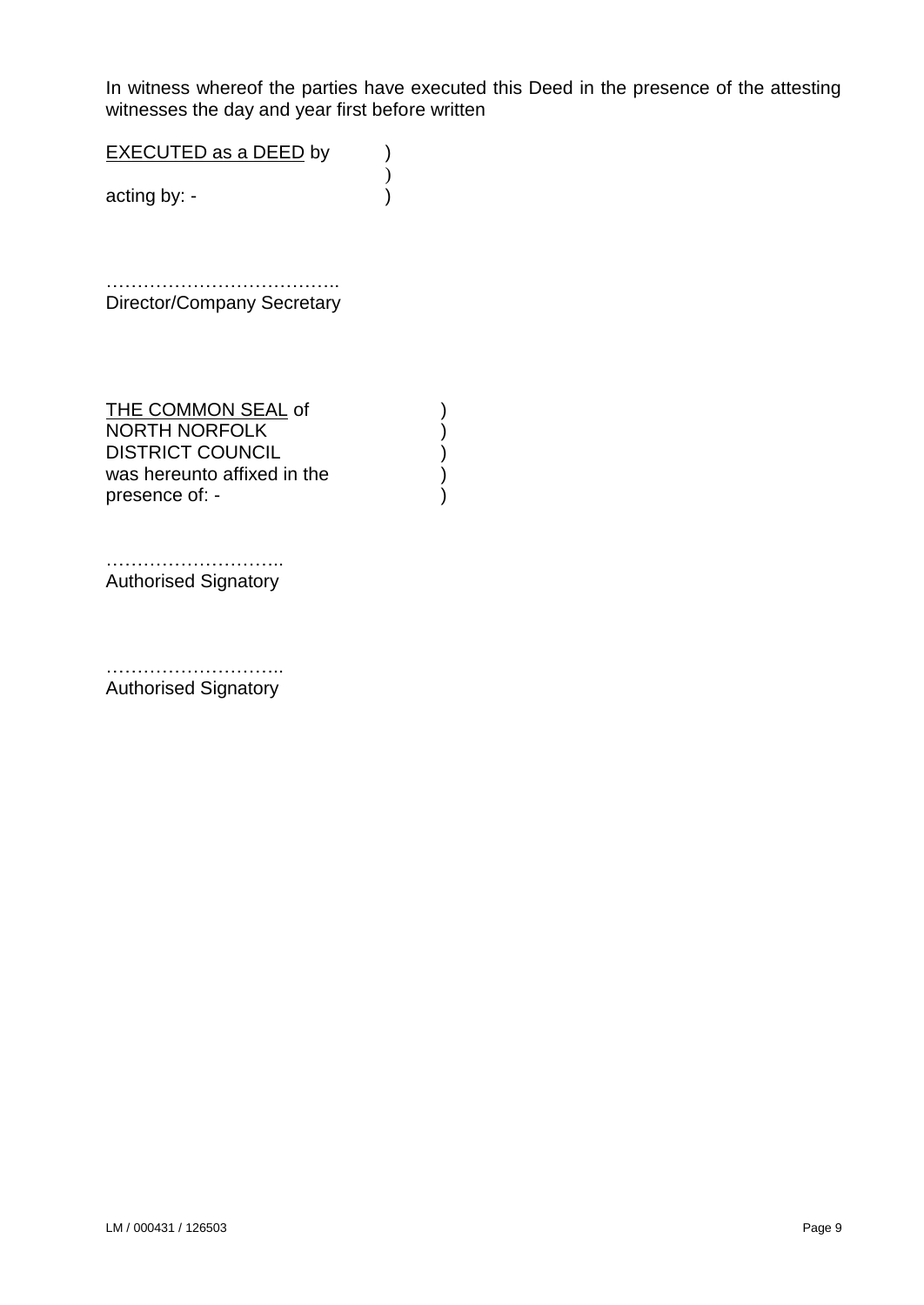In witness whereof the parties have executed this Deed in the presence of the attesting witnesses the day and year first before written

EXECUTED as a DEED by )
)
acting by: - )

………………………………..
Director/Company Secretary

THE COMMON SEAL of )
NORTH NORFOLK )
DISTRICT COUNCIL )
was hereunto affixed in the )
presence of: - )

………………………..
Authorised Signatory

………………………..
Authorised Signatory

LM / 000431 / 126503